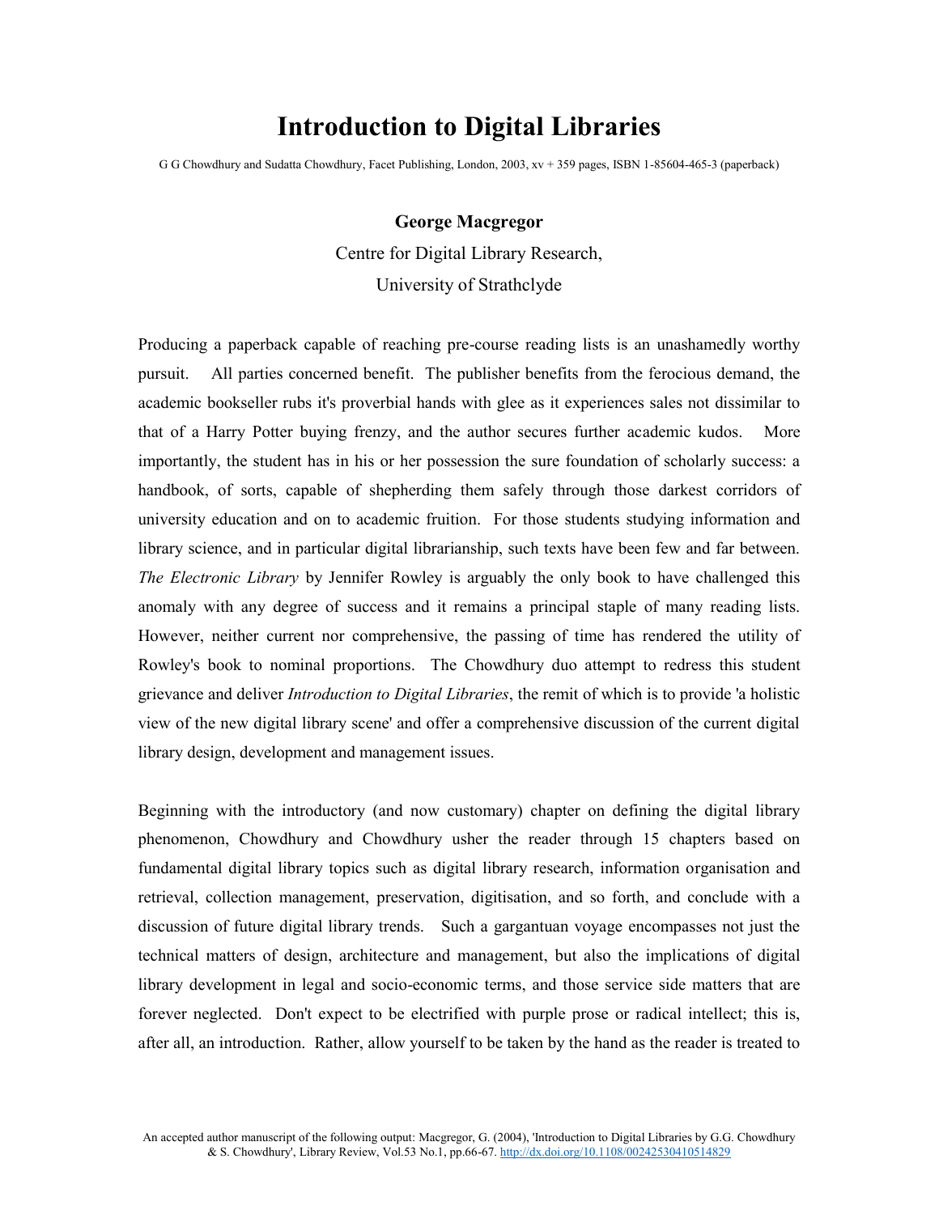# Introduction to Digital Libraries

G G Chowdhury and Sudatta Chowdhury, Facet Publishing, London, 2003, xv + 359 pages, ISBN 1-85604-465-3 (paperback)

**George Macgregor**

Centre for Digital Library Research,

University of Strathclyde

Producing a paperback capable of reaching pre-course reading lists is an unashamedly worthy pursuit. All parties concerned benefit. The publisher benefits from the ferocious demand, the academic bookseller rubs it's proverbial hands with glee as it experiences sales not dissimilar to that of a Harry Potter buying frenzy, and the author secures further academic kudos. More importantly, the student has in his or her possession the sure foundation of scholarly success: a handbook, of sorts, capable of shepherding them safely through those darkest corridors of university education and on to academic fruition. For those students studying information and library science, and in particular digital librarianship, such texts have been few and far between. *The Electronic Library* by Jennifer Rowley is arguably the only book to have challenged this anomaly with any degree of success and it remains a principal staple of many reading lists. However, neither current nor comprehensive, the passing of time has rendered the utility of Rowley's book to nominal proportions. The Chowdhury duo attempt to redress this student grievance and deliver *Introduction to Digital Libraries*, the remit of which is to provide 'a holistic view of the new digital library scene' and offer a comprehensive discussion of the current digital library design, development and management issues.

Beginning with the introductory (and now customary) chapter on defining the digital library phenomenon, Chowdhury and Chowdhury usher the reader through 15 chapters based on fundamental digital library topics such as digital library research, information organisation and retrieval, collection management, preservation, digitisation, and so forth, and conclude with a discussion of future digital library trends. Such a gargantuan voyage encompasses not just the technical matters of design, architecture and management, but also the implications of digital library development in legal and socio-economic terms, and those service side matters that are forever neglected. Don't expect to be electrified with purple prose or radical intellect; this is, after all, an introduction. Rather, allow yourself to be taken by the hand as the reader is treated to

An accepted author manuscript of the following output: Macgregor, G. (2004), 'Introduction to Digital Libraries by G.G. Chowdhury & S. Chowdhury', Library Review, Vol.53 No.1, pp.66-67. http://dx.doi.org/10.1108/00242530410514829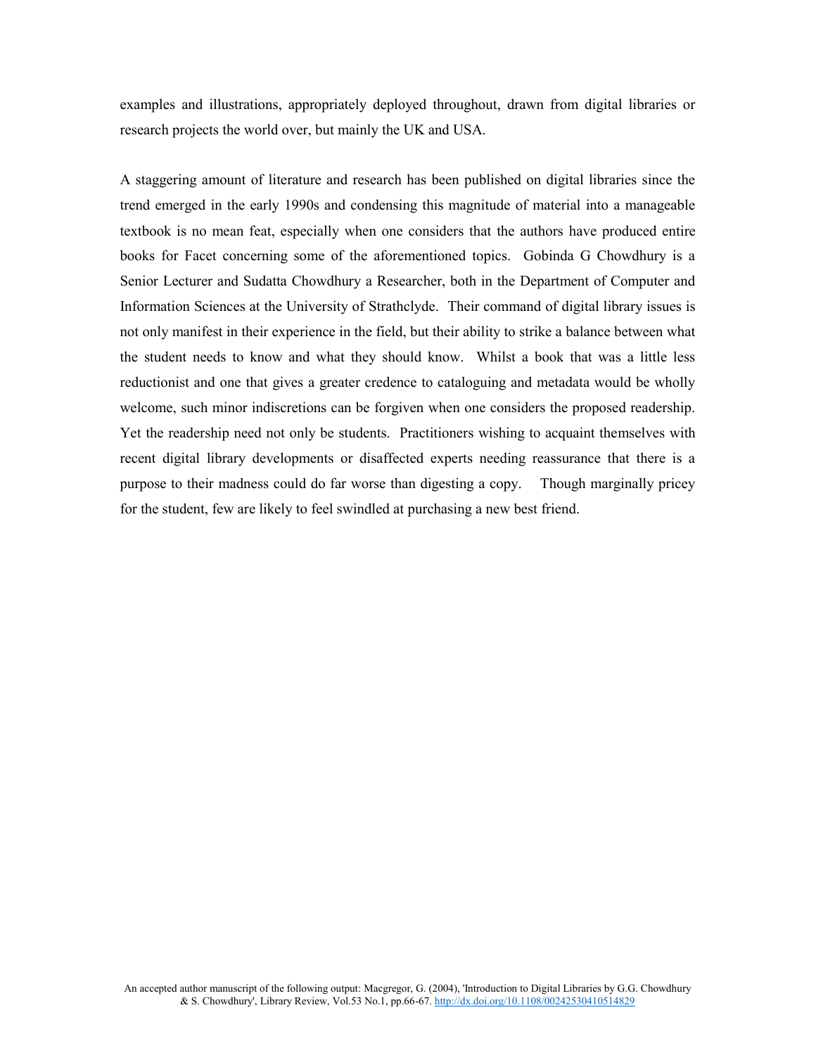examples and illustrations, appropriately deployed throughout, drawn from digital libraries or research projects the world over, but mainly the UK and USA.

A staggering amount of literature and research has been published on digital libraries since the trend emerged in the early 1990s and condensing this magnitude of material into a manageable textbook is no mean feat, especially when one considers that the authors have produced entire books for Facet concerning some of the aforementioned topics. Gobinda G Chowdhury is a Senior Lecturer and Sudatta Chowdhury a Researcher, both in the Department of Computer and Information Sciences at the University of Strathclyde. Their command of digital library issues is not only manifest in their experience in the field, but their ability to strike a balance between what the student needs to know and what they should know. Whilst a book that was a little less reductionist and one that gives a greater credence to cataloguing and metadata would be wholly welcome, such minor indiscretions can be forgiven when one considers the proposed readership. Yet the readership need not only be students. Practitioners wishing to acquaint themselves with recent digital library developments or disaffected experts needing reassurance that there is a purpose to their madness could do far worse than digesting a copy. Though marginally pricey for the student, few are likely to feel swindled at purchasing a new best friend.

An accepted author manuscript of the following output: Macgregor, G. (2004), 'Introduction to Digital Libraries by G.G. Chowdhury & S. Chowdhury', Library Review, Vol.53 No.1, pp.66-67. http://dx.doi.org/10.1108/00242530410514829